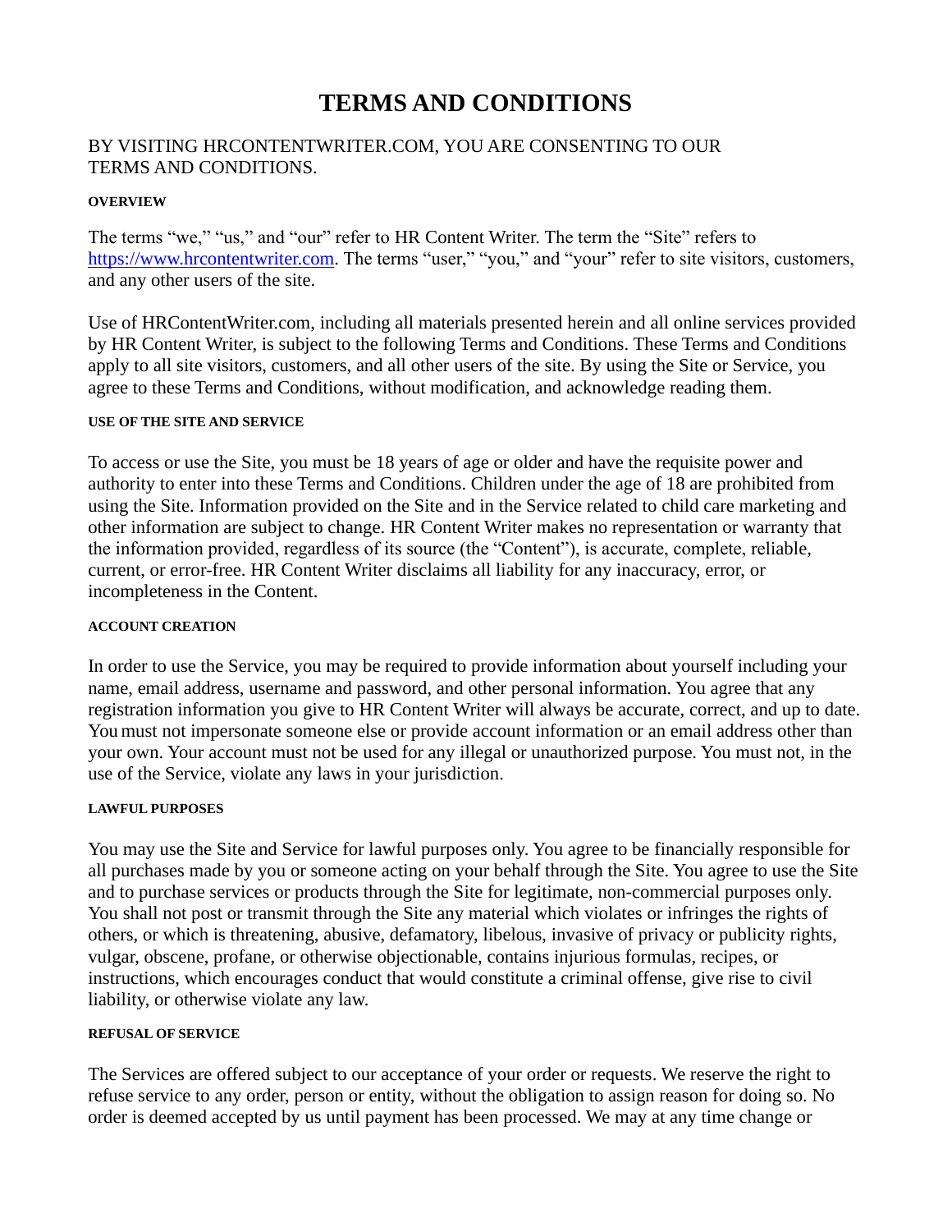# TERMS AND CONDITIONS

BY VISITING HRCONTENTWRITER.COM, YOU ARE CONSENTING TO OUR TERMS AND CONDITIONS.

#### OVERVIEW

The terms "we," "us," and "our" refer to HR Content Writer. The term the "Site" refers to https://www.hrcontentwriter.com. The terms "user," "you," and "your" refer to site visitors, customers, and any other users of the site.

Use of HRContentWriter.com, including all materials presented herein and all online services provided by HR Content Writer, is subject to the following Terms and Conditions. These Terms and Conditions apply to all site visitors, customers, and all other users of the site. By using the Site or Service, you agree to these Terms and Conditions, without modification, and acknowledge reading them.

#### USE OF THE SITE AND SERVICE

To access or use the Site, you must be 18 years of age or older and have the requisite power and authority to enter into these Terms and Conditions. Children under the age of 18 are prohibited from using the Site. Information provided on the Site and in the Service related to child care marketing and other information are subject to change. HR Content Writer makes no representation or warranty that the information provided, regardless of its source (the "Content"), is accurate, complete, reliable, current, or error-free. HR Content Writer disclaims all liability for any inaccuracy, error, or incompleteness in the Content.

#### ACCOUNT CREATION

In order to use the Service, you may be required to provide information about yourself including your name, email address, username and password, and other personal information. You agree that any registration information you give to HR Content Writer will always be accurate, correct, and up to date. You must not impersonate someone else or provide account information or an email address other than your own. Your account must not be used for any illegal or unauthorized purpose. You must not, in the use of the Service, violate any laws in your jurisdiction.

#### LAWFUL PURPOSES

You may use the Site and Service for lawful purposes only. You agree to be financially responsible for all purchases made by you or someone acting on your behalf through the Site. You agree to use the Site and to purchase services or products through the Site for legitimate, non-commercial purposes only. You shall not post or transmit through the Site any material which violates or infringes the rights of others, or which is threatening, abusive, defamatory, libelous, invasive of privacy or publicity rights, vulgar, obscene, profane, or otherwise objectionable, contains injurious formulas, recipes, or instructions, which encourages conduct that would constitute a criminal offense, give rise to civil liability, or otherwise violate any law.

#### REFUSAL OF SERVICE

The Services are offered subject to our acceptance of your order or requests. We reserve the right to refuse service to any order, person or entity, without the obligation to assign reason for doing so. No order is deemed accepted by us until payment has been processed. We may at any time change or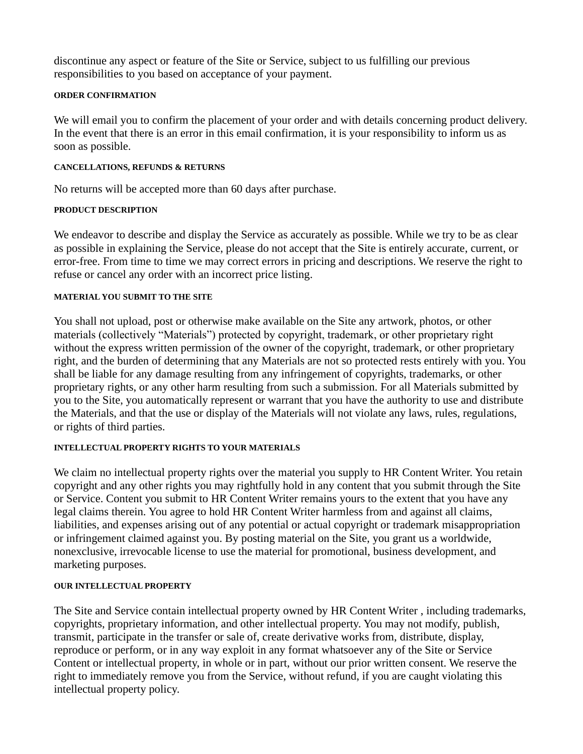discontinue any aspect or feature of the Site or Service, subject to us fulfilling our previous responsibilities to you based on acceptance of your payment.

#### ORDER CONFIRMATION

We will email you to confirm the placement of your order and with details concerning product delivery. In the event that there is an error in this email confirmation, it is your responsibility to inform us as soon as possible.

#### CANCELLATIONS, REFUNDS & RETURNS

No returns will be accepted more than 60 days after purchase.

#### PRODUCT DESCRIPTION

We endeavor to describe and display the Service as accurately as possible. While we try to be as clear as possible in explaining the Service, please do not accept that the Site is entirely accurate, current, or error-free. From time to time we may correct errors in pricing and descriptions. We reserve the right to refuse or cancel any order with an incorrect price listing.

#### MATERIAL YOU SUBMIT TO THE SITE

You shall not upload, post or otherwise make available on the Site any artwork, photos, or other materials (collectively "Materials") protected by copyright, trademark, or other proprietary right without the express written permission of the owner of the copyright, trademark, or other proprietary right, and the burden of determining that any Materials are not so protected rests entirely with you. You shall be liable for any damage resulting from any infringement of copyrights, trademarks, or other proprietary rights, or any other harm resulting from such a submission. For all Materials submitted by you to the Site, you automatically represent or warrant that you have the authority to use and distribute the Materials, and that the use or display of the Materials will not violate any laws, rules, regulations, or rights of third parties.

#### INTELLECTUAL PROPERTY RIGHTS TO YOUR MATERIALS

We claim no intellectual property rights over the material you supply to HR Content Writer. You retain copyright and any other rights you may rightfully hold in any content that you submit through the Site or Service. Content you submit to HR Content Writer remains yours to the extent that you have any legal claims therein. You agree to hold HR Content Writer harmless from and against all claims, liabilities, and expenses arising out of any potential or actual copyright or trademark misappropriation or infringement claimed against you. By posting material on the Site, you grant us a worldwide, nonexclusive, irrevocable license to use the material for promotional, business development, and marketing purposes.

#### OUR INTELLECTUAL PROPERTY

The Site and Service contain intellectual property owned by HR Content Writer , including trademarks, copyrights, proprietary information, and other intellectual property. You may not modify, publish, transmit, participate in the transfer or sale of, create derivative works from, distribute, display, reproduce or perform, or in any way exploit in any format whatsoever any of the Site or Service Content or intellectual property, in whole or in part, without our prior written consent. We reserve the right to immediately remove you from the Service, without refund, if you are caught violating this intellectual property policy.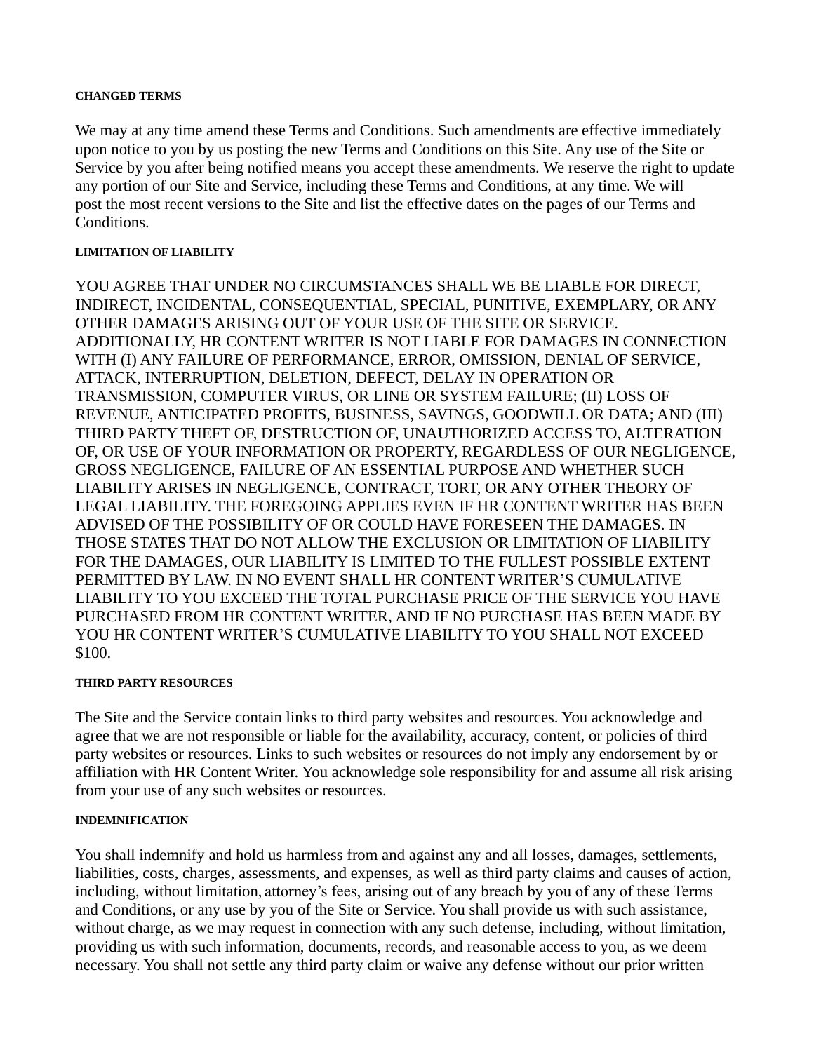#### CHANGED TERMS

We may at any time amend these Terms and Conditions. Such amendments are effective immediately upon notice to you by us posting the new Terms and Conditions on this Site. Any use of the Site or Service by you after being notified means you accept these amendments. We reserve the right to update any portion of our Site and Service, including these Terms and Conditions, at any time. We will post the most recent versions to the Site and list the effective dates on the pages of our Terms and Conditions.

#### LIMITATION OF LIABILITY

YOU AGREE THAT UNDER NO CIRCUMSTANCES SHALL WE BE LIABLE FOR DIRECT, INDIRECT, INCIDENTAL, CONSEQUENTIAL, SPECIAL, PUNITIVE, EXEMPLARY, OR ANY OTHER DAMAGES ARISING OUT OF YOUR USE OF THE SITE OR SERVICE. ADDITIONALLY, HR CONTENT WRITER IS NOT LIABLE FOR DAMAGES IN CONNECTION WITH (I) ANY FAILURE OF PERFORMANCE, ERROR, OMISSION, DENIAL OF SERVICE, ATTACK, INTERRUPTION, DELETION, DEFECT, DELAY IN OPERATION OR TRANSMISSION, COMPUTER VIRUS, OR LINE OR SYSTEM FAILURE; (II) LOSS OF REVENUE, ANTICIPATED PROFITS, BUSINESS, SAVINGS, GOODWILL OR DATA; AND (III) THIRD PARTY THEFT OF, DESTRUCTION OF, UNAUTHORIZED ACCESS TO, ALTERATION OF, OR USE OF YOUR INFORMATION OR PROPERTY, REGARDLESS OF OUR NEGLIGENCE, GROSS NEGLIGENCE, FAILURE OF AN ESSENTIAL PURPOSE AND WHETHER SUCH LIABILITY ARISES IN NEGLIGENCE, CONTRACT, TORT, OR ANY OTHER THEORY OF LEGAL LIABILITY. THE FOREGOING APPLIES EVEN IF HR CONTENT WRITER HAS BEEN ADVISED OF THE POSSIBILITY OF OR COULD HAVE FORESEEN THE DAMAGES. IN THOSE STATES THAT DO NOT ALLOW THE EXCLUSION OR LIMITATION OF LIABILITY FOR THE DAMAGES, OUR LIABILITY IS LIMITED TO THE FULLEST POSSIBLE EXTENT PERMITTED BY LAW. IN NO EVENT SHALL HR CONTENT WRITER'S CUMULATIVE LIABILITY TO YOU EXCEED THE TOTAL PURCHASE PRICE OF THE SERVICE YOU HAVE PURCHASED FROM HR CONTENT WRITER, AND IF NO PURCHASE HAS BEEN MADE BY YOU HR CONTENT WRITER'S CUMULATIVE LIABILITY TO YOU SHALL NOT EXCEED $100.

#### THIRD PARTY RESOURCES

The Site and the Service contain links to third party websites and resources. You acknowledge and agree that we are not responsible or liable for the availability, accuracy, content, or policies of third party websites or resources. Links to such websites or resources do not imply any endorsement by or affiliation with HR Content Writer. You acknowledge sole responsibility for and assume all risk arising from your use of any such websites or resources.

#### INDEMNIFICATION

You shall indemnify and hold us harmless from and against any and all losses, damages, settlements, liabilities, costs, charges, assessments, and expenses, as well as third party claims and causes of action, including, without limitation, attorney's fees, arising out of any breach by you of any of these Terms and Conditions, or any use by you of the Site or Service. You shall provide us with such assistance, without charge, as we may request in connection with any such defense, including, without limitation, providing us with such information, documents, records, and reasonable access to you, as we deem necessary. You shall not settle any third party claim or waive any defense without our prior written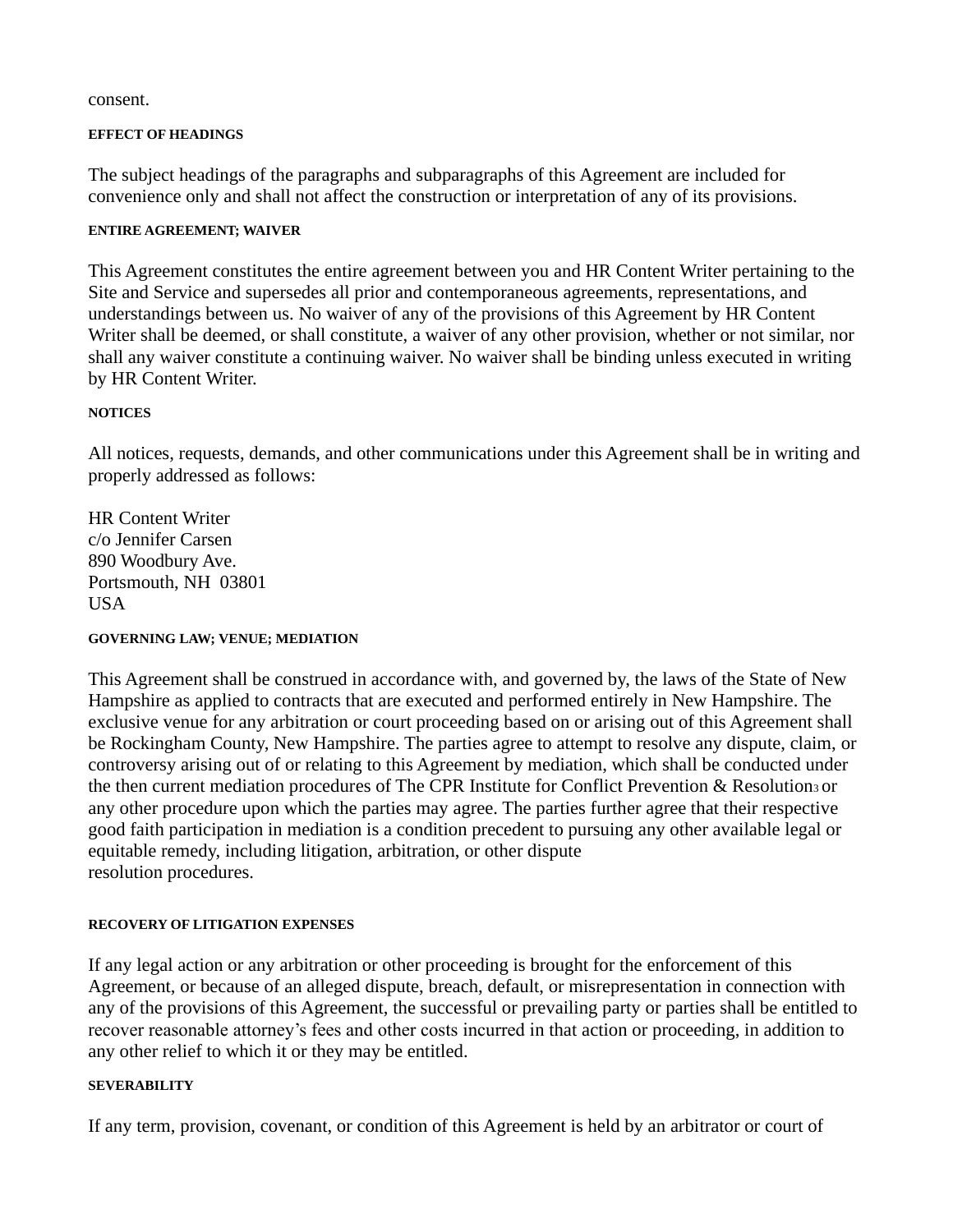consent.

#### EFFECT OF HEADINGS

The subject headings of the paragraphs and subparagraphs of this Agreement are included for convenience only and shall not affect the construction or interpretation of any of its provisions.

#### ENTIRE AGREEMENT; WAIVER

This Agreement constitutes the entire agreement between you and HR Content Writer pertaining to the Site and Service and supersedes all prior and contemporaneous agreements, representations, and understandings between us. No waiver of any of the provisions of this Agreement by HR Content Writer shall be deemed, or shall constitute, a waiver of any other provision, whether or not similar, nor shall any waiver constitute a continuing waiver. No waiver shall be binding unless executed in writing by HR Content Writer.

#### NOTICES

All notices, requests, demands, and other communications under this Agreement shall be in writing and properly addressed as follows:

HR Content Writer
c/o Jennifer Carsen
890 Woodbury Ave.
Portsmouth, NH 03801
USA

#### GOVERNING LAW; VENUE; MEDIATION

This Agreement shall be construed in accordance with, and governed by, the laws of the State of New Hampshire as applied to contracts that are executed and performed entirely in New Hampshire. The exclusive venue for any arbitration or court proceeding based on or arising out of this Agreement shall be Rockingham County, New Hampshire. The parties agree to attempt to resolve any dispute, claim, or controversy arising out of or relating to this Agreement by mediation, which shall be conducted under the then current mediation procedures of The CPR Institute for Conflict Prevention & Resolution[3] or any other procedure upon which the parties may agree. The parties further agree that their respective good faith participation in mediation is a condition precedent to pursuing any other available legal or equitable remedy, including litigation, arbitration, or other dispute resolution procedures.

#### RECOVERY OF LITIGATION EXPENSES

If any legal action or any arbitration or other proceeding is brought for the enforcement of this Agreement, or because of an alleged dispute, breach, default, or misrepresentation in connection with any of the provisions of this Agreement, the successful or prevailing party or parties shall be entitled to recover reasonable attorney's fees and other costs incurred in that action or proceeding, in addition to any other relief to which it or they may be entitled.

#### SEVERABILITY

If any term, provision, covenant, or condition of this Agreement is held by an arbitrator or court of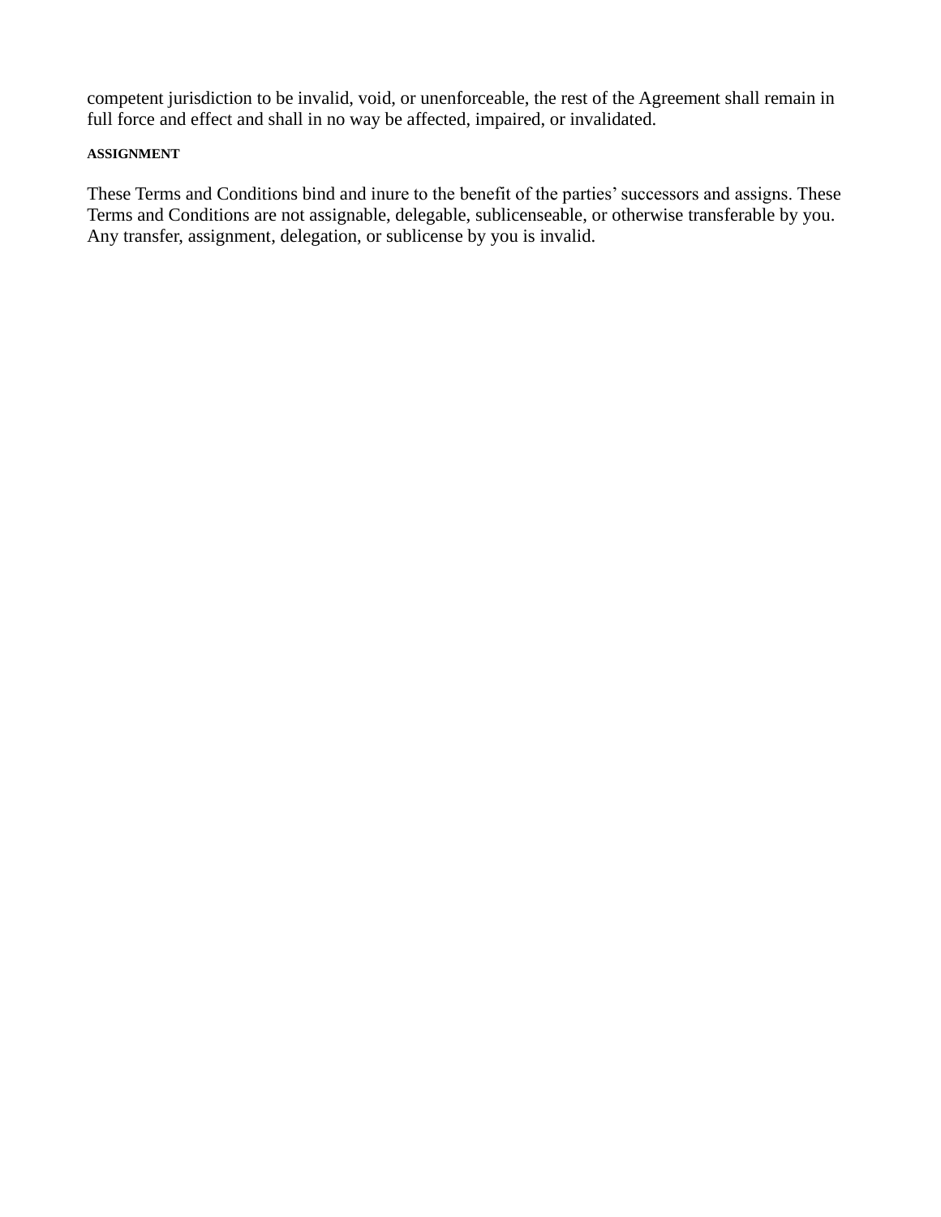competent jurisdiction to be invalid, void, or unenforceable, the rest of the Agreement shall remain in full force and effect and shall in no way be affected, impaired, or invalidated.

#### ASSIGNMENT

These Terms and Conditions bind and inure to the benefit of the parties' successors and assigns. These Terms and Conditions are not assignable, delegable, sublicenseable, or otherwise transferable by you. Any transfer, assignment, delegation, or sublicense by you is invalid.